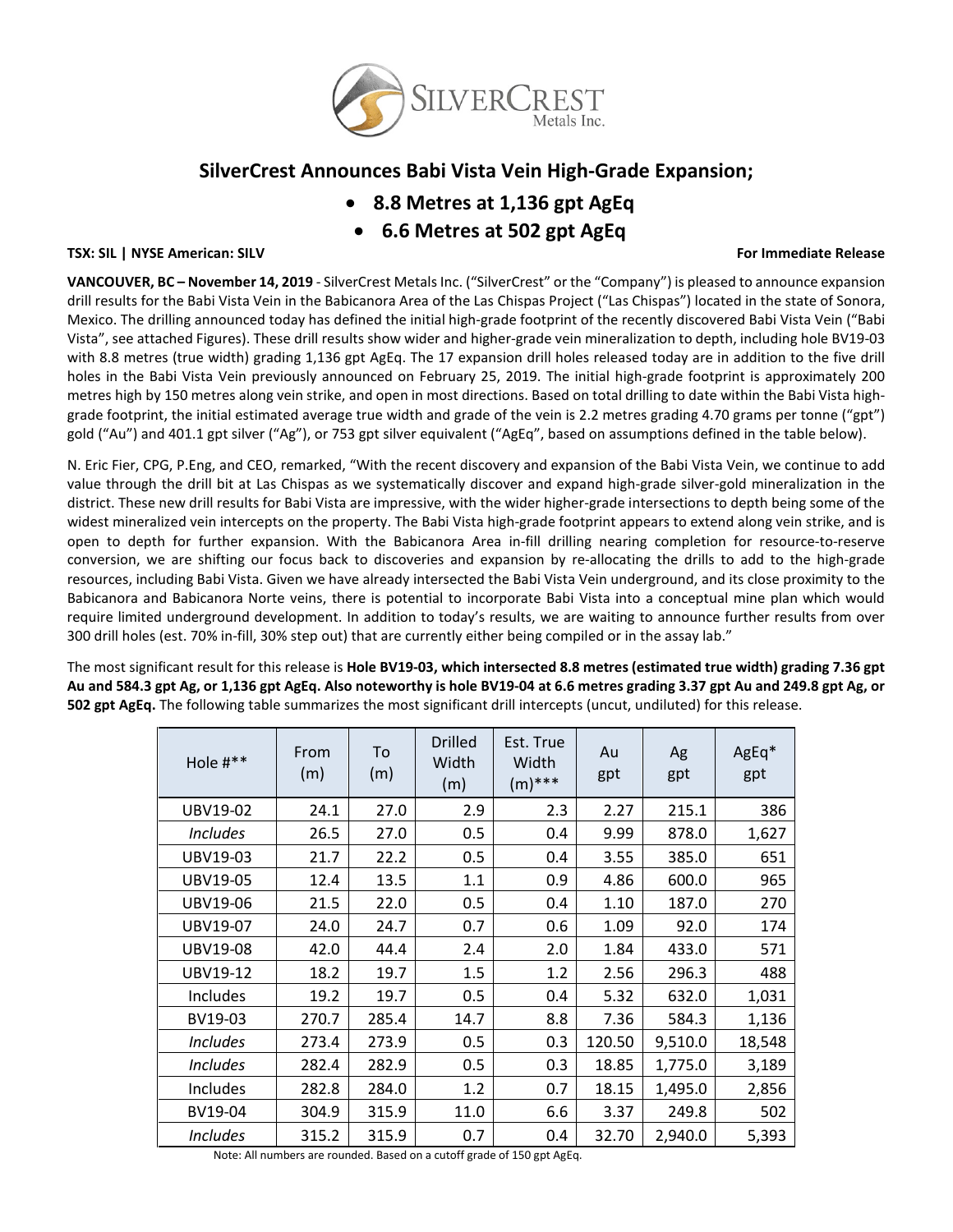# SilverCrest Announces Babi Vista Vein High-Grade Expansion;

- **8.8 Metres at 1,136 gpt AgEq**
- **6.6 Metres at 502 gpt AgEq**

**TSX: SIL | NYSE American: SILV** **For Immediate Release**

**VANCOUVER, BC – November 14, 2019** - SilverCrest Metals Inc. ("SilverCrest" or the "Company") is pleased to announce expansion drill results for the Babi Vista Vein in the Babicanora Area of the Las Chispas Project ("Las Chispas") located in the state of Sonora, Mexico. The drilling announced today has defined the initial high-grade footprint of the recently discovered Babi Vista Vein ("Babi Vista", see attached Figures). These drill results show wider and higher-grade vein mineralization to depth, including hole BV19-03 with 8.8 metres (true width) grading 1,136 gpt AgEq. The 17 expansion drill holes released today are in addition to the five drill holes in the Babi Vista Vein previously announced on February 25, 2019. The initial high-grade footprint is approximately 200 metres high by 150 metres along vein strike, and open in most directions. Based on total drilling to date within the Babi Vista high-grade footprint, the initial estimated average true width and grade of the vein is 2.2 metres grading 4.70 grams per tonne ("gpt") gold ("Au") and 401.1 gpt silver ("Ag"), or 753 gpt silver equivalent ("AgEq", based on assumptions defined in the table below).

N. Eric Fier, CPG, P.Eng, and CEO, remarked, "With the recent discovery and expansion of the Babi Vista Vein, we continue to add value through the drill bit at Las Chispas as we systematically discover and expand high-grade silver-gold mineralization in the district. These new drill results for Babi Vista are impressive, with the wider higher-grade intersections to depth being some of the widest mineralized vein intercepts on the property. The Babi Vista high-grade footprint appears to extend along vein strike, and is open to depth for further expansion. With the Babicanora Area in-fill drilling nearing completion for resource-to-reserve conversion, we are shifting our focus back to discoveries and expansion by re-allocating the drills to add to the high-grade resources, including Babi Vista. Given we have already intersected the Babi Vista Vein underground, and its close proximity to the Babicanora and Babicanora Norte veins, there is potential to incorporate Babi Vista into a conceptual mine plan which would require limited underground development. In addition to today's results, we are waiting to announce further results from over 300 drill holes (est. 70% in-fill, 30% step out) that are currently either being compiled or in the assay lab."

The most significant result for this release is **Hole BV19-03, which intersected 8.8 metres (estimated true width) grading 7.36 gpt Au and 584.3 gpt Ag, or 1,136 gpt AgEq. Also noteworthy is hole BV19-04 at 6.6 metres grading 3.37 gpt Au and 249.8 gpt Ag, or 502 gpt AgEq.** The following table summarizes the most significant drill intercepts (uncut, undiluted) for this release.

| Hole #** | From (m) | To (m) | Drilled Width (m) | Est. True Width (m)*** | Au gpt | Ag gpt | AgEq* gpt |
|---|---|---|---|---|---|---|---|
| UBV19-02 | 24.1 | 27.0 | 2.9 | 2.3 | 2.27 | 215.1 | 386 |
| *Includes* | 26.5 | 27.0 | 0.5 | 0.4 | 9.99 | 878.0 | 1,627 |
| UBV19-03 | 21.7 | 22.2 | 0.5 | 0.4 | 3.55 | 385.0 | 651 |
| UBV19-05 | 12.4 | 13.5 | 1.1 | 0.9 | 4.86 | 600.0 | 965 |
| UBV19-06 | 21.5 | 22.0 | 0.5 | 0.4 | 1.10 | 187.0 | 270 |
| UBV19-07 | 24.0 | 24.7 | 0.7 | 0.6 | 1.09 | 92.0 | 174 |
| UBV19-08 | 42.0 | 44.4 | 2.4 | 2.0 | 1.84 | 433.0 | 571 |
| UBV19-12 | 18.2 | 19.7 | 1.5 | 1.2 | 2.56 | 296.3 | 488 |
| Includes | 19.2 | 19.7 | 0.5 | 0.4 | 5.32 | 632.0 | 1,031 |
| BV19-03 | 270.7 | 285.4 | 14.7 | 8.8 | 7.36 | 584.3 | 1,136 |
| *Includes* | 273.4 | 273.9 | 0.5 | 0.3 | 120.50 | 9,510.0 | 18,548 |
| *Includes* | 282.4 | 282.9 | 0.5 | 0.3 | 18.85 | 1,775.0 | 3,189 |
| Includes | 282.8 | 284.0 | 1.2 | 0.7 | 18.15 | 1,495.0 | 2,856 |
| BV19-04 | 304.9 | 315.9 | 11.0 | 6.6 | 3.37 | 249.8 | 502 |
| *Includes* | 315.2 | 315.9 | 0.7 | 0.4 | 32.70 | 2,940.0 | 5,393 |

Note: All numbers are rounded. Based on a cutoff grade of 150 gpt AgEq.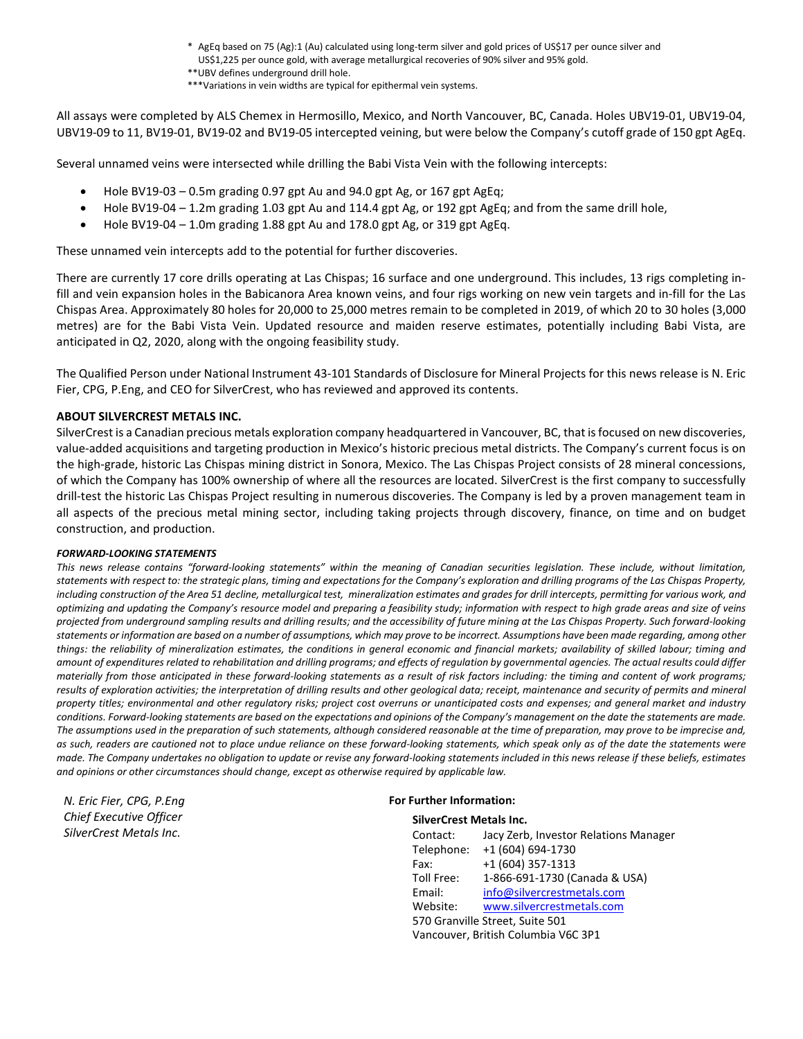\* AgEq based on 75 (Ag):1 (Au) calculated using long-term silver and gold prices of US$17 per ounce silver and US$1,225 per ounce gold, with average metallurgical recoveries of 90% silver and 95% gold.
\*\*UBV defines underground drill hole.
\*\*\*Variations in vein widths are typical for epithermal vein systems.

All assays were completed by ALS Chemex in Hermosillo, Mexico, and North Vancouver, BC, Canada. Holes UBV19-01, UBV19-04, UBV19-09 to 11, BV19-01, BV19-02 and BV19-05 intercepted veining, but were below the Company's cutoff grade of 150 gpt AgEq.

Several unnamed veins were intersected while drilling the Babi Vista Vein with the following intercepts:

- Hole BV19-03 – 0.5m grading 0.97 gpt Au and 94.0 gpt Ag, or 167 gpt AgEq;
- Hole BV19-04 – 1.2m grading 1.03 gpt Au and 114.4 gpt Ag, or 192 gpt AgEq; and from the same drill hole,
- Hole BV19-04 – 1.0m grading 1.88 gpt Au and 178.0 gpt Ag, or 319 gpt AgEq.

These unnamed vein intercepts add to the potential for further discoveries.

There are currently 17 core drills operating at Las Chispas; 16 surface and one underground. This includes, 13 rigs completing in-fill and vein expansion holes in the Babicanora Area known veins, and four rigs working on new vein targets and in-fill for the Las Chispas Area. Approximately 80 holes for 20,000 to 25,000 metres remain to be completed in 2019, of which 20 to 30 holes (3,000 metres) are for the Babi Vista Vein. Updated resource and maiden reserve estimates, potentially including Babi Vista, are anticipated in Q2, 2020, along with the ongoing feasibility study.

The Qualified Person under National Instrument 43-101 Standards of Disclosure for Mineral Projects for this news release is N. Eric Fier, CPG, P.Eng, and CEO for SilverCrest, who has reviewed and approved its contents.

## ABOUT SILVERCREST METALS INC.

SilverCrest is a Canadian precious metals exploration company headquartered in Vancouver, BC, that is focused on new discoveries, value-added acquisitions and targeting production in Mexico's historic precious metal districts. The Company's current focus is on the high-grade, historic Las Chispas mining district in Sonora, Mexico. The Las Chispas Project consists of 28 mineral concessions, of which the Company has 100% ownership of where all the resources are located. SilverCrest is the first company to successfully drill-test the historic Las Chispas Project resulting in numerous discoveries. The Company is led by a proven management team in all aspects of the precious metal mining sector, including taking projects through discovery, finance, on time and on budget construction, and production.

### *FORWARD-LOOKING STATEMENTS*

*This news release contains "forward-looking statements" within the meaning of Canadian securities legislation. These include, without limitation, statements with respect to: the strategic plans, timing and expectations for the Company's exploration and drilling programs of the Las Chispas Property, including construction of the Area 51 decline, metallurgical test, mineralization estimates and grades for drill intercepts, permitting for various work, and optimizing and updating the Company's resource model and preparing a feasibility study; information with respect to high grade areas and size of veins projected from underground sampling results and drilling results; and the accessibility of future mining at the Las Chispas Property. Such forward-looking statements or information are based on a number of assumptions, which may prove to be incorrect. Assumptions have been made regarding, among other things: the reliability of mineralization estimates, the conditions in general economic and financial markets; availability of skilled labour; timing and amount of expenditures related to rehabilitation and drilling programs; and effects of regulation by governmental agencies. The actual results could differ materially from those anticipated in these forward-looking statements as a result of risk factors including: the timing and content of work programs; results of exploration activities; the interpretation of drilling results and other geological data; receipt, maintenance and security of permits and mineral property titles; environmental and other regulatory risks; project cost overruns or unanticipated costs and expenses; and general market and industry conditions. Forward-looking statements are based on the expectations and opinions of the Company's management on the date the statements are made. The assumptions used in the preparation of such statements, although considered reasonable at the time of preparation, may prove to be imprecise and, as such, readers are cautioned not to place undue reliance on these forward-looking statements, which speak only as of the date the statements were made. The Company undertakes no obligation to update or revise any forward-looking statements included in this news release if these beliefs, estimates and opinions or other circumstances should change, except as otherwise required by applicable law.*

*N. Eric Fier, CPG, P.Eng*
*Chief Executive Officer*
*SilverCrest Metals Inc.*

**For Further Information:**

**SilverCrest Metals Inc.**

| | |
|---|---|
| Contact: | Jacy Zerb, Investor Relations Manager |
| Telephone: | +1 (604) 694-1730 |
| Fax: | +1 (604) 357-1313 |
| Toll Free: | 1-866-691-1730 (Canada & USA) |
| Email: | info@silvercrestmetals.com |
| Website: | www.silvercrestmetals.com |

570 Granville Street, Suite 501
Vancouver, British Columbia V6C 3P1